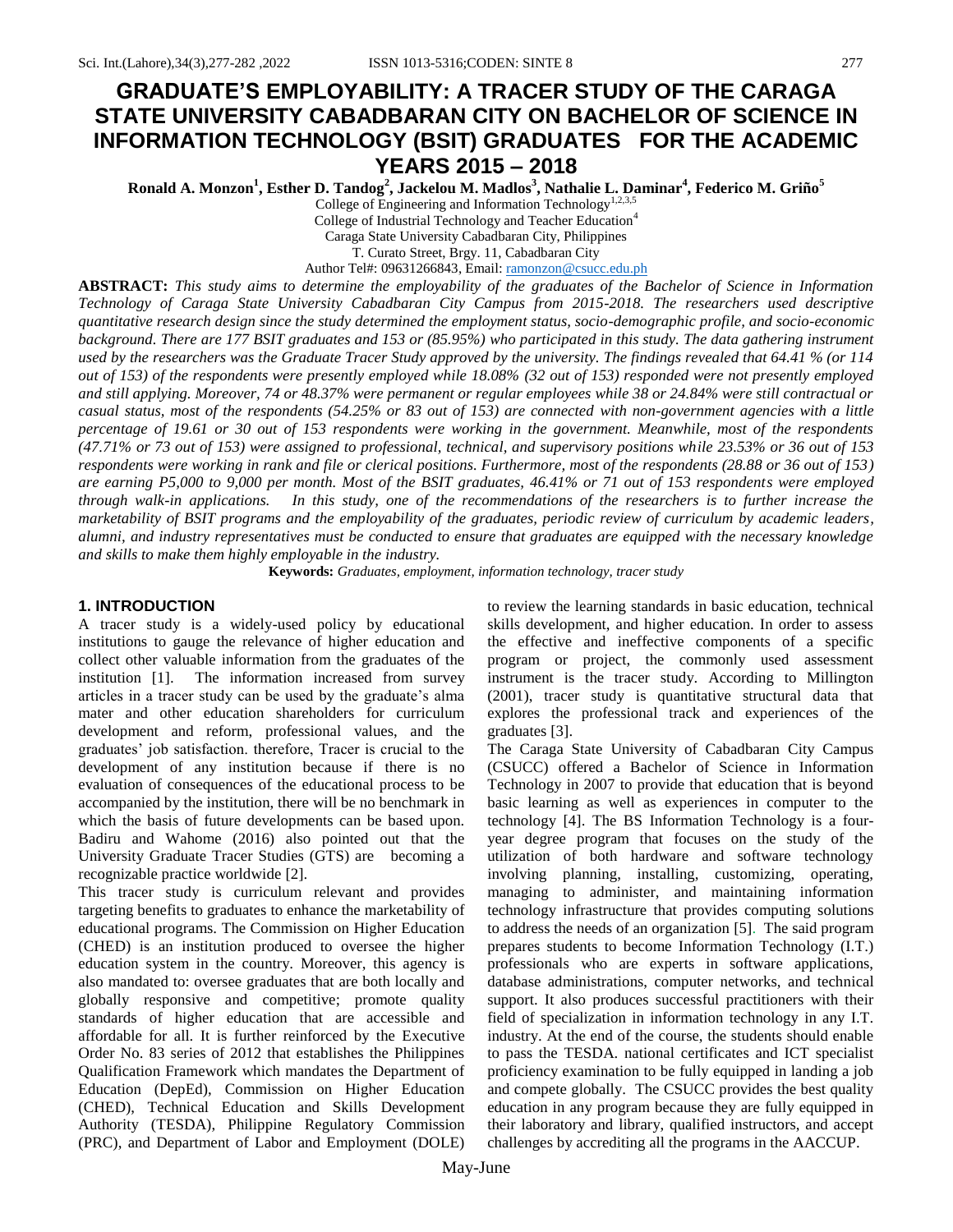# GRADUATE'S EMPLOYABILITY: A TRACER STUDY OF THE CARAGA STATE UNIVERSITY CABADBARAN CITY ON BACHELOR OF SCIENCE IN INFORMATION TECHNOLOGY (BSIT) GRADUATES FOR THE ACADEMIC YEARS 2015 – 2018

**Ronald A. Monzon[1], Esther D. Tandog[2], Jackelou M. Madlos[3], Nathalie L. Daminar[4], Federico M. Griño[5]**

College of Engineering and Information Technology[1,2,3,5]
College of Industrial Technology and Teacher Education[4]
Caraga State University Cabadbaran City, Philippines
T. Curato Street, Brgy. 11, Cabadbaran City
Author Tel#: 09631266843, Email: ramonzon@csucc.edu.ph

**ABSTRACT:** *This study aims to determine the employability of the graduates of the Bachelor of Science in Information Technology of Caraga State University Cabadbaran City Campus from 2015-2018. The researchers used descriptive quantitative research design since the study determined the employment status, socio-demographic profile, and socio-economic background. There are 177 BSIT graduates and 153 or (85.95%) who participated in this study. The data gathering instrument used by the researchers was the Graduate Tracer Study approved by the university. The findings revealed that 64.41 % (or 114 out of 153) of the respondents were presently employed while 18.08% (32 out of 153) responded were not presently employed and still applying. Moreover, 74 or 48.37% were permanent or regular employees while 38 or 24.84% were still contractual or casual status, most of the respondents (54.25% or 83 out of 153) are connected with non-government agencies with a little percentage of 19.61 or 30 out of 153 respondents were working in the government. Meanwhile, most of the respondents (47.71% or 73 out of 153) were assigned to professional, technical, and supervisory positions while 23.53% or 36 out of 153 respondents were working in rank and file or clerical positions. Furthermore, most of the respondents (28.88 or 36 out of 153) are earning P5,000 to 9,000 per month. Most of the BSIT graduates, 46.41% or 71 out of 153 respondents were employed through walk-in applications. In this study, one of the recommendations of the researchers is to further increase the marketability of BSIT programs and the employability of the graduates, periodic review of curriculum by academic leaders, alumni, and industry representatives must be conducted to ensure that graduates are equipped with the necessary knowledge and skills to make them highly employable in the industry.*

**Keywords:** *Graduates, employment, information technology, tracer study*

## 1. INTRODUCTION

A tracer study is a widely-used policy by educational institutions to gauge the relevance of higher education and collect other valuable information from the graduates of the institution [1]. The information increased from survey articles in a tracer study can be used by the graduate's alma mater and other education shareholders for curriculum development and reform, professional values, and the graduates' job satisfaction. therefore, Tracer is crucial to the development of any institution because if there is no evaluation of consequences of the educational process to be accompanied by the institution, there will be no benchmark in which the basis of future developments can be based upon. Badiru and Wahome (2016) also pointed out that the University Graduate Tracer Studies (GTS) are becoming a recognizable practice worldwide [2].

This tracer study is curriculum relevant and provides targeting benefits to graduates to enhance the marketability of educational programs. The Commission on Higher Education (CHED) is an institution produced to oversee the higher education system in the country. Moreover, this agency is also mandated to: oversee graduates that are both locally and globally responsive and competitive; promote quality standards of higher education that are accessible and affordable for all. It is further reinforced by the Executive Order No. 83 series of 2012 that establishes the Philippines Qualification Framework which mandates the Department of Education (DepEd), Commission on Higher Education (CHED), Technical Education and Skills Development Authority (TESDA), Philippine Regulatory Commission (PRC), and Department of Labor and Employment (DOLE) to review the learning standards in basic education, technical skills development, and higher education. In order to assess the effective and ineffective components of a specific program or project, the commonly used assessment instrument is the tracer study. According to Millington (2001), tracer study is quantitative structural data that explores the professional track and experiences of the graduates [3].

The Caraga State University of Cabadbaran City Campus (CSUCC) offered a Bachelor of Science in Information Technology in 2007 to provide that education that is beyond basic learning as well as experiences in computer to the technology [4]. The BS Information Technology is a four-year degree program that focuses on the study of the utilization of both hardware and software technology involving planning, installing, customizing, operating, managing to administer, and maintaining information technology infrastructure that provides computing solutions to address the needs of an organization [5]. The said program prepares students to become Information Technology (I.T.) professionals who are experts in software applications, database administrations, computer networks, and technical support. It also produces successful practitioners with their field of specialization in information technology in any I.T. industry. At the end of the course, the students should enable to pass the TESDA. national certificates and ICT specialist proficiency examination to be fully equipped in landing a job and compete globally. The CSUCC provides the best quality education in any program because they are fully equipped in their laboratory and library, qualified instructors, and accept challenges by accrediting all the programs in the AACCUP.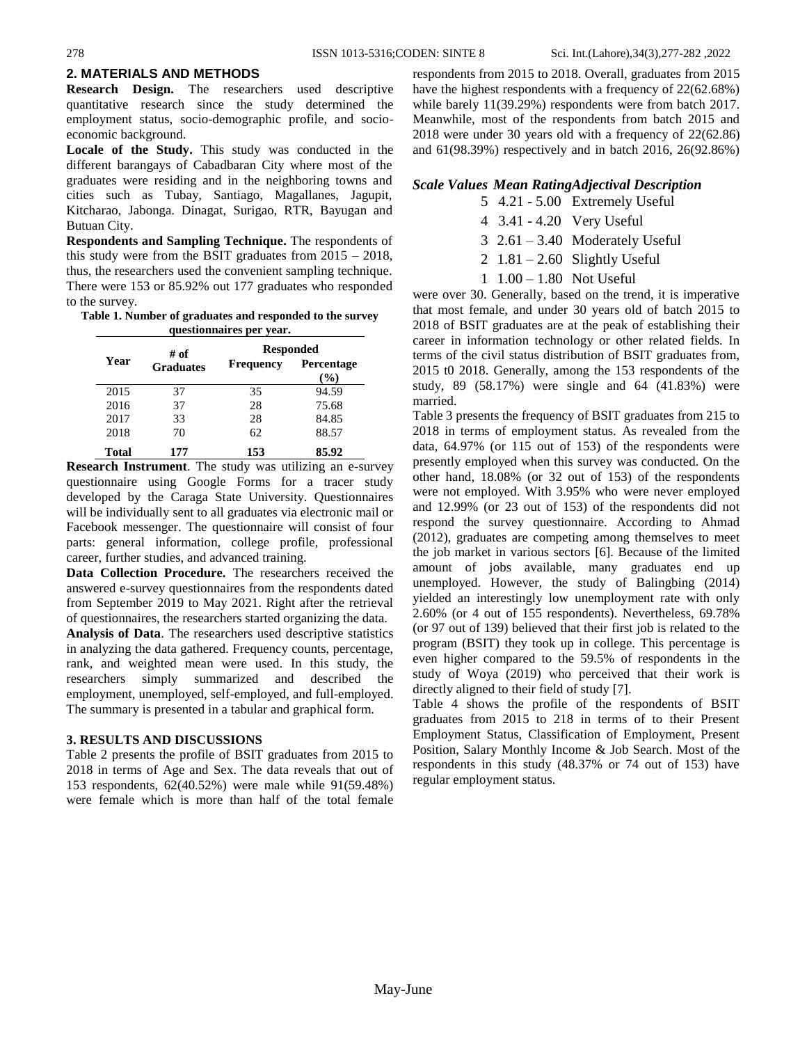## 2. MATERIALS AND METHODS

**Research Design.** The researchers used descriptive quantitative research since the study determined the employment status, socio-demographic profile, and socio-economic background.

**Locale of the Study.** This study was conducted in the different barangays of Cabadbaran City where most of the graduates were residing and in the neighboring towns and cities such as Tubay, Santiago, Magallanes, Jagupit, Kitcharao, Jabonga. Dinagat, Surigao, RTR, Bayugan and Butuan City.

**Respondents and Sampling Technique.** The respondents of this study were from the BSIT graduates from 2015 – 2018, thus, the researchers used the convenient sampling technique. There were 153 or 85.92% out 177 graduates who responded to the survey.

**Table 1. Number of graduates and responded to the survey questionnaires per year.**

| Year | # of Graduates | Responded | |
|---|---|---|---|
| | | Frequency | Percentage (%) |
| 2015 | 37 | 35 | 94.59 |
| 2016 | 37 | 28 | 75.68 |
| 2017 | 33 | 28 | 84.85 |
| 2018 | 70 | 62 | 88.57 |
| **Total** | **177** | **153** | **85.92** |

**Research Instrument**. The study was utilizing an e-survey questionnaire using Google Forms for a tracer study developed by the Caraga State University. Questionnaires will be individually sent to all graduates via electronic mail or Facebook messenger. The questionnaire will consist of four parts: general information, college profile, professional career, further studies, and advanced training.

**Data Collection Procedure.** The researchers received the answered e-survey questionnaires from the respondents dated from September 2019 to May 2021. Right after the retrieval of questionnaires, the researchers started organizing the data.

**Analysis of Data**. The researchers used descriptive statistics in analyzing the data gathered. Frequency counts, percentage, rank, and weighted mean were used. In this study, the researchers simply summarized and described the employment, unemployed, self-employed, and full-employed. The summary is presented in a tabular and graphical form.

## 3. RESULTS AND DISCUSSIONS

Table 2 presents the profile of BSIT graduates from 2015 to 2018 in terms of Age and Sex. The data reveals that out of 153 respondents, 62(40.52%) were male while 91(59.48%) were female which is more than half of the total female respondents from 2015 to 2018. Overall, graduates from 2015 have the highest respondents with a frequency of 22(62.68%) while barely 11(39.29%) respondents were from batch 2017. Meanwhile, most of the respondents from batch 2015 and 2018 were under 30 years old with a frequency of 22(62.86) and 61(98.39%) respectively and in batch 2016, 26(92.86%)

| *Scale Values* | *Mean Rating* | *Adjectival Description* |
|---|---|---|
| 5 | 4.21 - 5.00 | Extremely Useful |
| 4 | 3.41 - 4.20 | Very Useful |
| 3 | 2.61 – 3.40 | Moderately Useful |
| 2 | 1.81 – 2.60 | Slightly Useful |
| 1 | 1.00 – 1.80 | Not Useful |

were over 30. Generally, based on the trend, it is imperative that most female, and under 30 years old of batch 2015 to 2018 of BSIT graduates are at the peak of establishing their career in information technology or other related fields. In terms of the civil status distribution of BSIT graduates from, 2015 t0 2018. Generally, among the 153 respondents of the study, 89 (58.17%) were single and 64 (41.83%) were married.

Table 3 presents the frequency of BSIT graduates from 215 to 2018 in terms of employment status. As revealed from the data, 64.97% (or 115 out of 153) of the respondents were presently employed when this survey was conducted. On the other hand, 18.08% (or 32 out of 153) of the respondents were not employed. With 3.95% who were never employed and 12.99% (or 23 out of 153) of the respondents did not respond the survey questionnaire. According to Ahmad (2012), graduates are competing among themselves to meet the job market in various sectors [6]. Because of the limited amount of jobs available, many graduates end up unemployed. However, the study of Balingbing (2014) yielded an interestingly low unemployment rate with only 2.60% (or 4 out of 155 respondents). Nevertheless, 69.78% (or 97 out of 139) believed that their first job is related to the program (BSIT) they took up in college. This percentage is even higher compared to the 59.5% of respondents in the study of Woya (2019) who perceived that their work is directly aligned to their field of study [7].

Table 4 shows the profile of the respondents of BSIT graduates from 2015 to 218 in terms of to their Present Employment Status, Classification of Employment, Present Position, Salary Monthly Income & Job Search. Most of the respondents in this study (48.37% or 74 out of 153) have regular employment status.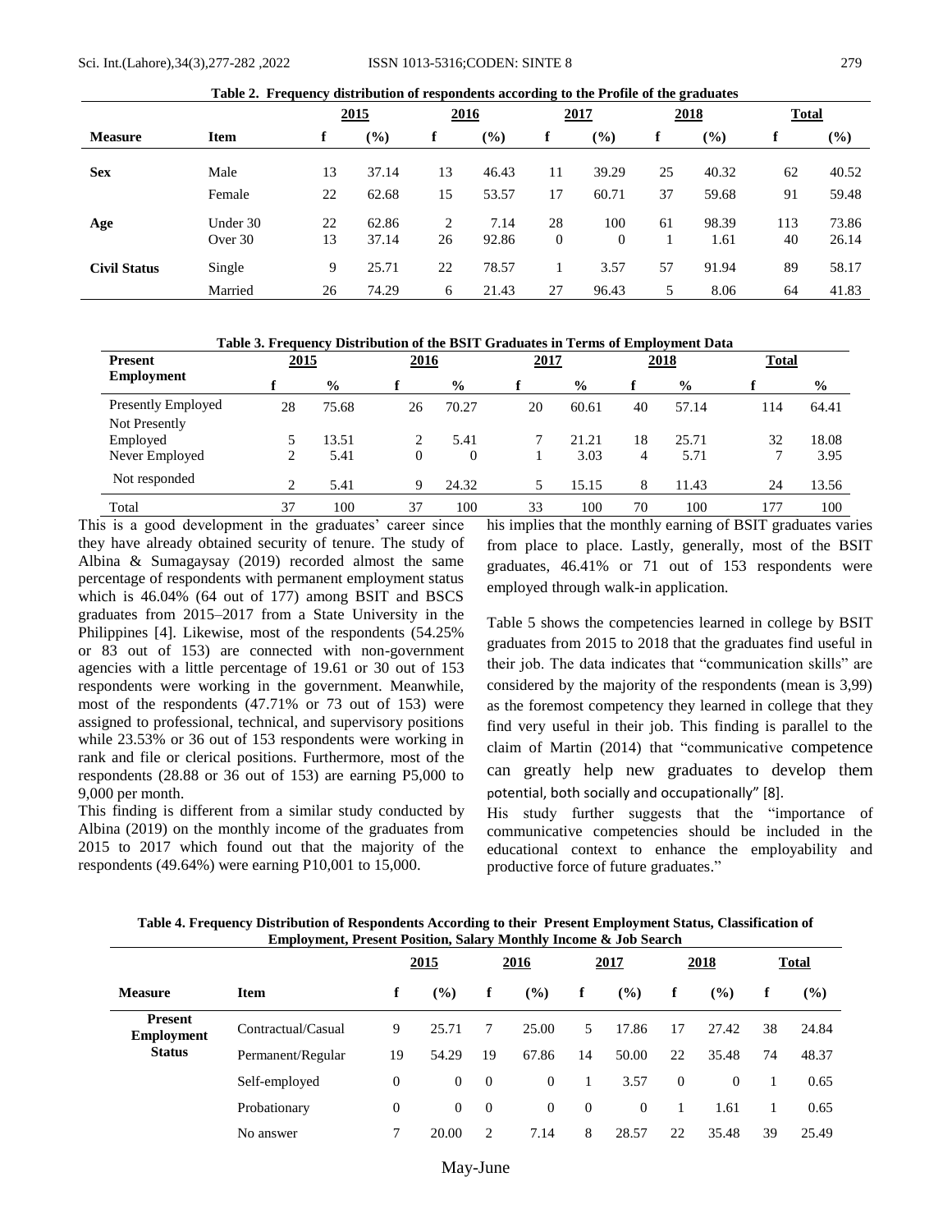**Table 2. Frequency distribution of respondents according to the Profile of the graduates**

| Measure | Item | 2015 | | 2016 | | 2017 | | 2018 | | Total | |
|---|---|---|---|---|---|---|---|---|---|---|---|
| | | f | (%) | f | (%) | f | (%) | f | (%) | f | (%) |
| Sex | Male | 13 | 37.14 | 13 | 46.43 | 11 | 39.29 | 25 | 40.32 | 62 | 40.52 |
| | Female | 22 | 62.68 | 15 | 53.57 | 17 | 60.71 | 37 | 59.68 | 91 | 59.48 |
| Age | Under 30 | 22 | 62.86 | 2 | 7.14 | 28 | 100 | 61 | 98.39 | 113 | 73.86 |
| | Over 30 | 13 | 37.14 | 26 | 92.86 | 0 | 0 | 1 | 1.61 | 40 | 26.14 |
| Civil Status | Single | 9 | 25.71 | 22 | 78.57 | 1 | 3.57 | 57 | 91.94 | 89 | 58.17 |
| | Married | 26 | 74.29 | 6 | 21.43 | 27 | 96.43 | 5 | 8.06 | 64 | 41.83 |

**Table 3. Frequency Distribution of the BSIT Graduates in Terms of Employment Data**

| Present Employment | 2015 | | 2016 | | 2017 | | 2018 | | Total | |
|---|---|---|---|---|---|---|---|---|---|---|
| | f | % | f | % | f | % | f | % | f | % |
| Presently Employed | 28 | 75.68 | 26 | 70.27 | 20 | 60.61 | 40 | 57.14 | 114 | 64.41 |
| Not Presently Employed | 5 | 13.51 | 2 | 5.41 | 7 | 21.21 | 18 | 25.71 | 32 | 18.08 |
| Never Employed | 2 | 5.41 | 0 | 0 | 1 | 3.03 | 4 | 5.71 | 7 | 3.95 |
| Not responded | 2 | 5.41 | 9 | 24.32 | 5 | 15.15 | 8 | 11.43 | 24 | 13.56 |
| Total | 37 | 100 | 37 | 100 | 33 | 100 | 70 | 100 | 177 | 100 |

This is a good development in the graduates' career since they have already obtained security of tenure. The study of Albina & Sumagaysay (2019) recorded almost the same percentage of respondents with permanent employment status which is 46.04% (64 out of 177) among BSIT and BSCS graduates from 2015–2017 from a State University in the Philippines [4]. Likewise, most of the respondents (54.25% or 83 out of 153) are connected with non-government agencies with a little percentage of 19.61 or 30 out of 153 respondents were working in the government. Meanwhile, most of the respondents (47.71% or 73 out of 153) were assigned to professional, technical, and supervisory positions while 23.53% or 36 out of 153 respondents were working in rank and file or clerical positions. Furthermore, most of the respondents (28.88 or 36 out of 153) are earning P5,000 to 9,000 per month.

This finding is different from a similar study conducted by Albina (2019) on the monthly income of the graduates from 2015 to 2017 which found out that the majority of the respondents (49.64%) were earning P10,001 to 15,000.

his implies that the monthly earning of BSIT graduates varies from place to place. Lastly, generally, most of the BSIT graduates, 46.41% or 71 out of 153 respondents were employed through walk-in application.

Table 5 shows the competencies learned in college by BSIT graduates from 2015 to 2018 that the graduates find useful in their job. The data indicates that "communication skills" are considered by the majority of the respondents (mean is 3,99) as the foremost competency they learned in college that they find very useful in their job. This finding is parallel to the claim of Martin (2014) that "communicative competence can greatly help new graduates to develop them potential, both socially and occupationally" [8].

His study further suggests that the "importance of communicative competencies should be included in the educational context to enhance the employability and productive force of future graduates."

**Table 4. Frequency Distribution of Respondents According to their Present Employment Status, Classification of Employment, Present Position, Salary Monthly Income & Job Search**

| Measure | Item | 2015 | | 2016 | | 2017 | | 2018 | | Total | |
|---|---|---|---|---|---|---|---|---|---|---|---|
| | | f | (%) | f | (%) | f | (%) | f | (%) | f | (%) |
| Present Employment Status | Contractual/Casual | 9 | 25.71 | 7 | 25.00 | 5 | 17.86 | 17 | 27.42 | 38 | 24.84 |
| | Permanent/Regular | 19 | 54.29 | 19 | 67.86 | 14 | 50.00 | 22 | 35.48 | 74 | 48.37 |
| | Self-employed | 0 | 0 | 0 | 0 | 1 | 3.57 | 0 | 0 | 1 | 0.65 |
| | Probationary | 0 | 0 | 0 | 0 | 0 | 0 | 1 | 1.61 | 1 | 0.65 |
| | No answer | 7 | 20.00 | 2 | 7.14 | 8 | 28.57 | 22 | 35.48 | 39 | 25.49 |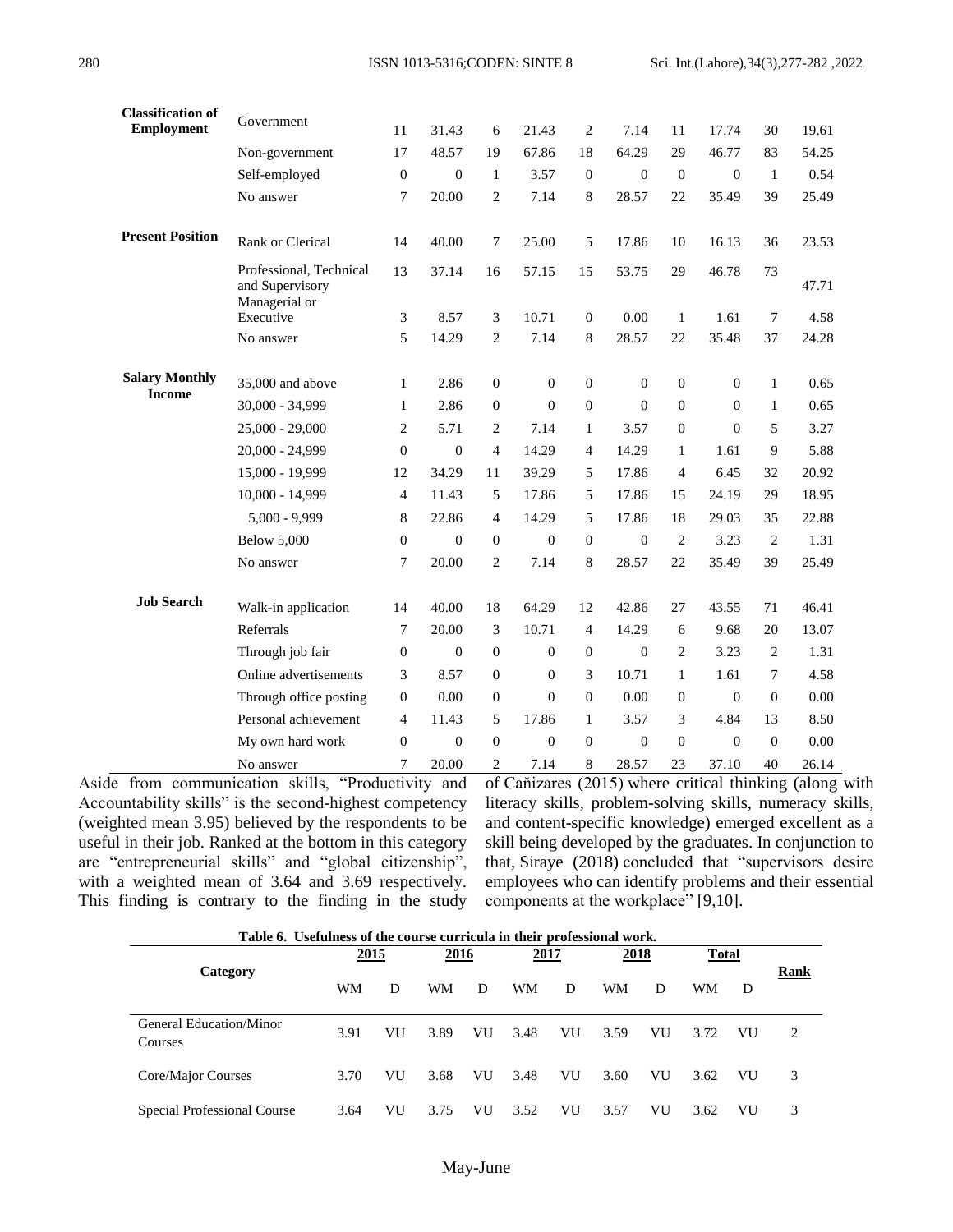| | | | | | | | | | | | |
|---|---|---|---|---|---|---|---|---|---|---|---|
| **Classification of Employment** | Government | 11 | 31.43 | 6 | 21.43 | 2 | 7.14 | 11 | 17.74 | 30 | 19.61 |
| | Non-government | 17 | 48.57 | 19 | 67.86 | 18 | 64.29 | 29 | 46.77 | 83 | 54.25 |
| | Self-employed | 0 | 0 | 1 | 3.57 | 0 | 0 | 0 | 0 | 1 | 0.54 |
| | No answer | 7 | 20.00 | 2 | 7.14 | 8 | 28.57 | 22 | 35.49 | 39 | 25.49 |
| **Present Position** | Rank or Clerical | 14 | 40.00 | 7 | 25.00 | 5 | 17.86 | 10 | 16.13 | 36 | 23.53 |
| | Professional, Technical and Supervisory | 13 | 37.14 | 16 | 57.15 | 15 | 53.75 | 29 | 46.78 | 73 | 47.71 |
| | Managerial or Executive | 3 | 8.57 | 3 | 10.71 | 0 | 0.00 | 1 | 1.61 | 7 | 4.58 |
| | No answer | 5 | 14.29 | 2 | 7.14 | 8 | 28.57 | 22 | 35.48 | 37 | 24.28 |
| **Salary Monthly Income** | 35,000 and above | 1 | 2.86 | 0 | 0 | 0 | 0 | 0 | 0 | 1 | 0.65 |
| | 30,000 - 34,999 | 1 | 2.86 | 0 | 0 | 0 | 0 | 0 | 0 | 1 | 0.65 |
| | 25,000 - 29,000 | 2 | 5.71 | 2 | 7.14 | 1 | 3.57 | 0 | 0 | 5 | 3.27 |
| | 20,000 - 24,999 | 0 | 0 | 4 | 14.29 | 4 | 14.29 | 1 | 1.61 | 9 | 5.88 |
| | 15,000 - 19,999 | 12 | 34.29 | 11 | 39.29 | 5 | 17.86 | 4 | 6.45 | 32 | 20.92 |
| | 10,000 - 14,999 | 4 | 11.43 | 5 | 17.86 | 5 | 17.86 | 15 | 24.19 | 29 | 18.95 |
| | 5,000 - 9,999 | 8 | 22.86 | 4 | 14.29 | 5 | 17.86 | 18 | 29.03 | 35 | 22.88 |
| | Below 5,000 | 0 | 0 | 0 | 0 | 0 | 0 | 2 | 3.23 | 2 | 1.31 |
| | No answer | 7 | 20.00 | 2 | 7.14 | 8 | 28.57 | 22 | 35.49 | 39 | 25.49 |
| **Job Search** | Walk-in application | 14 | 40.00 | 18 | 64.29 | 12 | 42.86 | 27 | 43.55 | 71 | 46.41 |
| | Referrals | 7 | 20.00 | 3 | 10.71 | 4 | 14.29 | 6 | 9.68 | 20 | 13.07 |
| | Through job fair | 0 | 0 | 0 | 0 | 0 | 0 | 2 | 3.23 | 2 | 1.31 |
| | Online advertisements | 3 | 8.57 | 0 | 0 | 3 | 10.71 | 1 | 1.61 | 7 | 4.58 |
| | Through office posting | 0 | 0.00 | 0 | 0 | 0 | 0.00 | 0 | 0 | 0 | 0.00 |
| | Personal achievement | 4 | 11.43 | 5 | 17.86 | 1 | 3.57 | 3 | 4.84 | 13 | 8.50 |
| | My own hard work | 0 | 0 | 0 | 0 | 0 | 0 | 0 | 0 | 0 | 0.00 |
| | No answer | 7 | 20.00 | 2 | 7.14 | 8 | 28.57 | 23 | 37.10 | 40 | 26.14 |

Aside from communication skills, "Productivity and Accountability skills" is the second-highest competency (weighted mean 3.95) believed by the respondents to be useful in their job. Ranked at the bottom in this category are "entrepreneurial skills" and "global citizenship", with a weighted mean of 3.64 and 3.69 respectively. This finding is contrary to the finding in the study of Caňizares (2015) where critical thinking (along with literacy skills, problem-solving skills, numeracy skills, and content-specific knowledge) emerged excellent as a skill being developed by the graduates. In conjunction to that, Siraye (2018) concluded that "supervisors desire employees who can identify problems and their essential components at the workplace" [9,10].

**Table 6. Usefulness of the course curricula in their professional work.**

| Category | 2015 | | 2016 | | 2017 | | 2018 | | Total | | Rank |
|---|---|---|---|---|---|---|---|---|---|---|---|
| | WM | D | WM | D | WM | D | WM | D | WM | D | |
| General Education/Minor Courses | 3.91 | VU | 3.89 | VU | 3.48 | VU | 3.59 | VU | 3.72 | VU | 2 |
| Core/Major Courses | 3.70 | VU | 3.68 | VU | 3.48 | VU | 3.60 | VU | 3.62 | VU | 3 |
| Special Professional Course | 3.64 | VU | 3.75 | VU | 3.52 | VU | 3.57 | VU | 3.62 | VU | 3 |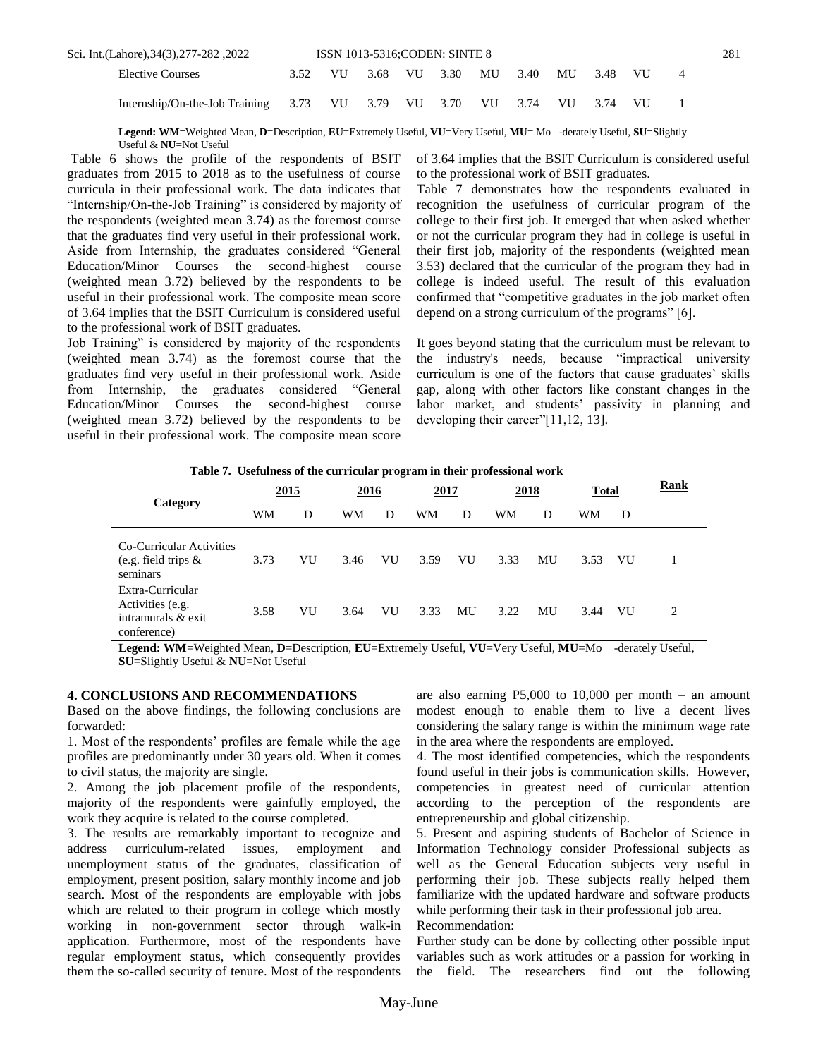| Elective Courses | 3.52 | VU | 3.68 | VU | 3.30 | MU | 3.40 | MU | 3.48 | VU | 4 |
|---|---|---|---|---|---|---|---|---|---|---|---|
| Internship/On-the-Job Training | 3.73 | VU | 3.79 | VU | 3.70 | VU | 3.74 | VU | 3.74 | VU | 1 |

**Legend: WM**=Weighted Mean, **D**=Description, **EU**=Extremely Useful, **VU**=Very Useful, **MU**= Mo -derately Useful, **SU**=Slightly Useful & **NU**=Not Useful

Table 6 shows the profile of the respondents of BSIT graduates from 2015 to 2018 as to the usefulness of course curricula in their professional work. The data indicates that "Internship/On-the-Job Training" is considered by majority of the respondents (weighted mean 3.74) as the foremost course that the graduates find very useful in their professional work. Aside from Internship, the graduates considered "General Education/Minor Courses the second-highest course (weighted mean 3.72) believed by the respondents to be useful in their professional work. The composite mean score of 3.64 implies that the BSIT Curriculum is considered useful to the professional work of BSIT graduates.

Job Training" is considered by majority of the respondents (weighted mean 3.74) as the foremost course that the graduates find very useful in their professional work. Aside from Internship, the graduates considered "General Education/Minor Courses the second-highest course (weighted mean 3.72) believed by the respondents to be useful in their professional work. The composite mean score of 3.64 implies that the BSIT Curriculum is considered useful to the professional work of BSIT graduates.

Table 7 demonstrates how the respondents evaluated in recognition the usefulness of curricular program of the college to their first job. It emerged that when asked whether or not the curricular program they had in college is useful in their first job, majority of the respondents (weighted mean 3.53) declared that the curricular of the program they had in college is indeed useful. The result of this evaluation confirmed that "competitive graduates in the job market often depend on a strong curriculum of the programs" [6].

It goes beyond stating that the curriculum must be relevant to the industry's needs, because "impractical university curriculum is one of the factors that cause graduates' skills gap, along with other factors like constant changes in the labor market, and students' passivity in planning and developing their career"[11,12, 13].

**Table 7. Usefulness of the curricular program in their professional work**

| Category | 2015 | | 2016 | | 2017 | | 2018 | | Total | | Rank |
|---|---|---|---|---|---|---|---|---|---|---|---|
| | WM | D | WM | D | WM | D | WM | D | WM | D | |
| Co-Curricular Activities (e.g. field trips & seminars | 3.73 | VU | 3.46 | VU | 3.59 | VU | 3.33 | MU | 3.53 | VU | 1 |
| Extra-Curricular Activities (e.g. intramurals & exit conference) | 3.58 | VU | 3.64 | VU | 3.33 | MU | 3.22 | MU | 3.44 | VU | 2 |

**Legend: WM**=Weighted Mean, **D**=Description, **EU**=Extremely Useful, **VU**=Very Useful, **MU**=Mo -derately Useful, **SU**=Slightly Useful & **NU**=Not Useful

## 4. CONCLUSIONS AND RECOMMENDATIONS

Based on the above findings, the following conclusions are forwarded:

1. Most of the respondents' profiles are female while the age profiles are predominantly under 30 years old. When it comes to civil status, the majority are single.

2. Among the job placement profile of the respondents, majority of the respondents were gainfully employed, the work they acquire is related to the course completed.

3. The results are remarkably important to recognize and address curriculum-related issues, employment and unemployment status of the graduates, classification of employment, present position, salary monthly income and job search. Most of the respondents are employable with jobs which are related to their program in college which mostly working in non-government sector through walk-in application. Furthermore, most of the respondents have regular employment status, which consequently provides them the so-called security of tenure. Most of the respondents are also earning P5,000 to 10,000 per month – an amount modest enough to enable them to live a decent lives considering the salary range is within the minimum wage rate in the area where the respondents are employed.

4. The most identified competencies, which the respondents found useful in their jobs is communication skills. However, competencies in greatest need of curricular attention according to the perception of the respondents are entrepreneurship and global citizenship.

5. Present and aspiring students of Bachelor of Science in Information Technology consider Professional subjects as well as the General Education subjects very useful in performing their job. These subjects really helped them familiarize with the updated hardware and software products while performing their task in their professional job area.

Recommendation:

Further study can be done by collecting other possible input variables such as work attitudes or a passion for working in the field. The researchers find out the following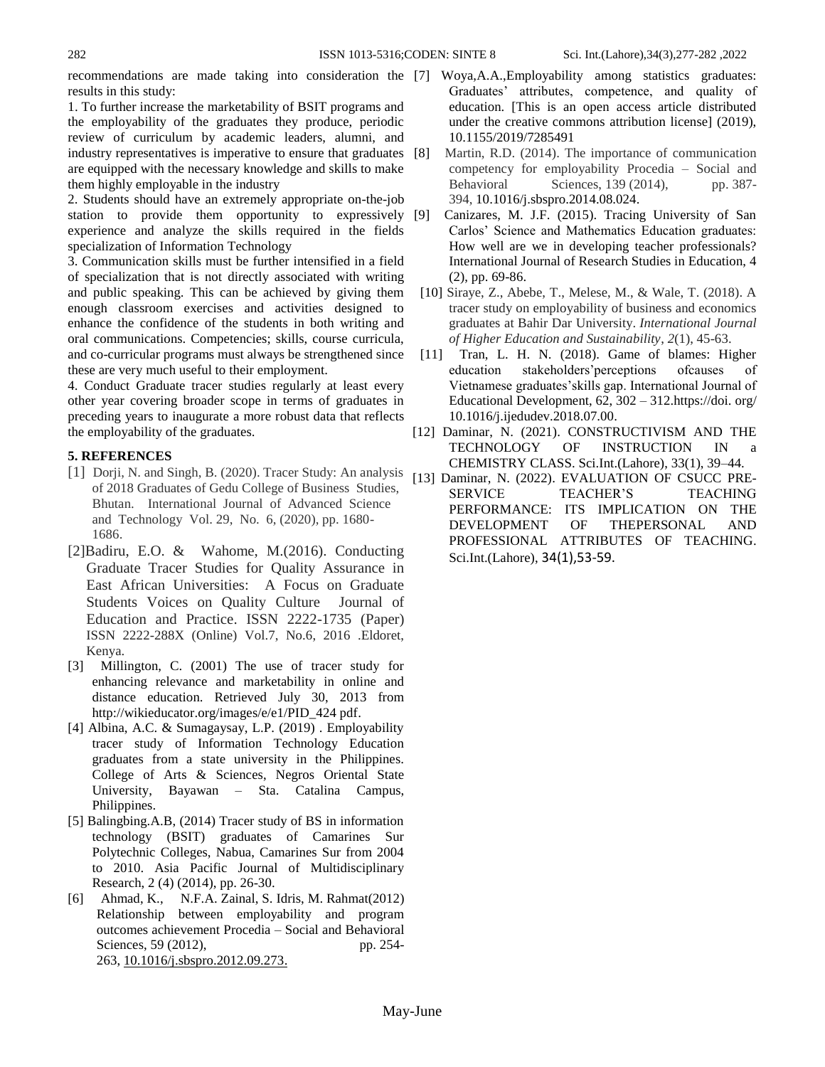recommendations are made taking into consideration the results in this study:

1. To further increase the marketability of BSIT programs and the employability of the graduates they produce, periodic review of curriculum by academic leaders, alumni, and industry representatives is imperative to ensure that graduates are equipped with the necessary knowledge and skills to make them highly employable in the industry
2. Students should have an extremely appropriate on-the-job station to provide them opportunity to expressively experience and analyze the skills required in the fields specialization of Information Technology
3. Communication skills must be further intensified in a field of specialization that is not directly associated with writing and public speaking. This can be achieved by giving them enough classroom exercises and activities designed to enhance the confidence of the students in both writing and oral communications. Competencies; skills, course curricula, and co-curricular programs must always be strengthened since these are very much useful to their employment.
4. Conduct Graduate tracer studies regularly at least every other year covering broader scope in terms of graduates in preceding years to inaugurate a more robust data that reflects the employability of the graduates.

## 5. REFERENCES

[1] Dorji, N. and Singh, B. (2020). Tracer Study: An analysis of 2018 Graduates of Gedu College of Business Studies, Bhutan. International Journal of Advanced Science and Technology Vol. 29, No. 6, (2020), pp. 1680-1686.

[2]Badiru, E.O. & Wahome, M.(2016). Conducting Graduate Tracer Studies for Quality Assurance in East African Universities: A Focus on Graduate Students Voices on Quality Culture Journal of Education and Practice. ISSN 2222-1735 (Paper) ISSN 2222-288X (Online) Vol.7, No.6, 2016 .Eldoret, Kenya.

[3] Millington, C. (2001) The use of tracer study for enhancing relevance and marketability in online and distance education. Retrieved July 30, 2013 from http://wikieducator.org/images/e/e1/PID_424 pdf.

[4] Albina, A.C. & Sumagaysay, L.P. (2019) . Employability tracer study of Information Technology Education graduates from a state university in the Philippines. College of Arts & Sciences, Negros Oriental State University, Bayawan – Sta. Catalina Campus, Philippines.

[5] Balingbing.A.B, (2014) Tracer study of BS in information technology (BSIT) graduates of Camarines Sur Polytechnic Colleges, Nabua, Camarines Sur from 2004 to 2010. Asia Pacific Journal of Multidisciplinary Research, 2 (4) (2014), pp. 26-30.

[6] Ahmad, K., N.F.A. Zainal, S. Idris, M. Rahmat(2012) Relationship between employability and program outcomes achievement Procedia – Social and Behavioral Sciences, 59 (2012), pp. 254-263, 10.1016/j.sbspro.2012.09.273.

[7] Woya,A.A.,Employability among statistics graduates: Graduates' attributes, competence, and quality of education. [This is an open access article distributed under the creative commons attribution license] (2019), 10.1155/2019/7285491

[8] Martin, R.D. (2014). The importance of communication competency for employability Procedia – Social and Behavioral Sciences, 139 (2014), pp. 387-394, 10.1016/j.sbspro.2014.08.024.

[9] Canizares, M. J.F. (2015). Tracing University of San Carlos' Science and Mathematics Education graduates: How well are we in developing teacher professionals? International Journal of Research Studies in Education, 4 (2), pp. 69-86.

[10] Siraye, Z., Abebe, T., Melese, M., & Wale, T. (2018). A tracer study on employability of business and economics graduates at Bahir Dar University. *International Journal of Higher Education and Sustainability*, *2*(1), 45-63.

[11] Tran, L. H. N. (2018). Game of blames: Higher education stakeholders'perceptions ofcauses of Vietnamese graduates'skills gap. International Journal of Educational Development, 62, 302 – 312.https://doi. org/ 10.1016/j.ijedudev.2018.07.00.

[12] Daminar, N. (2021). CONSTRUCTIVISM AND THE TECHNOLOGY OF INSTRUCTION IN a CHEMISTRY CLASS. Sci.Int.(Lahore), 33(1), 39–44.

[13] Daminar, N. (2022). EVALUATION OF CSUCC PRE-SERVICE TEACHER'S TEACHING PERFORMANCE: ITS IMPLICATION ON THE DEVELOPMENT OF THEPERSONAL AND PROFESSIONAL ATTRIBUTES OF TEACHING. Sci.Int.(Lahore), 34(1),53-59.